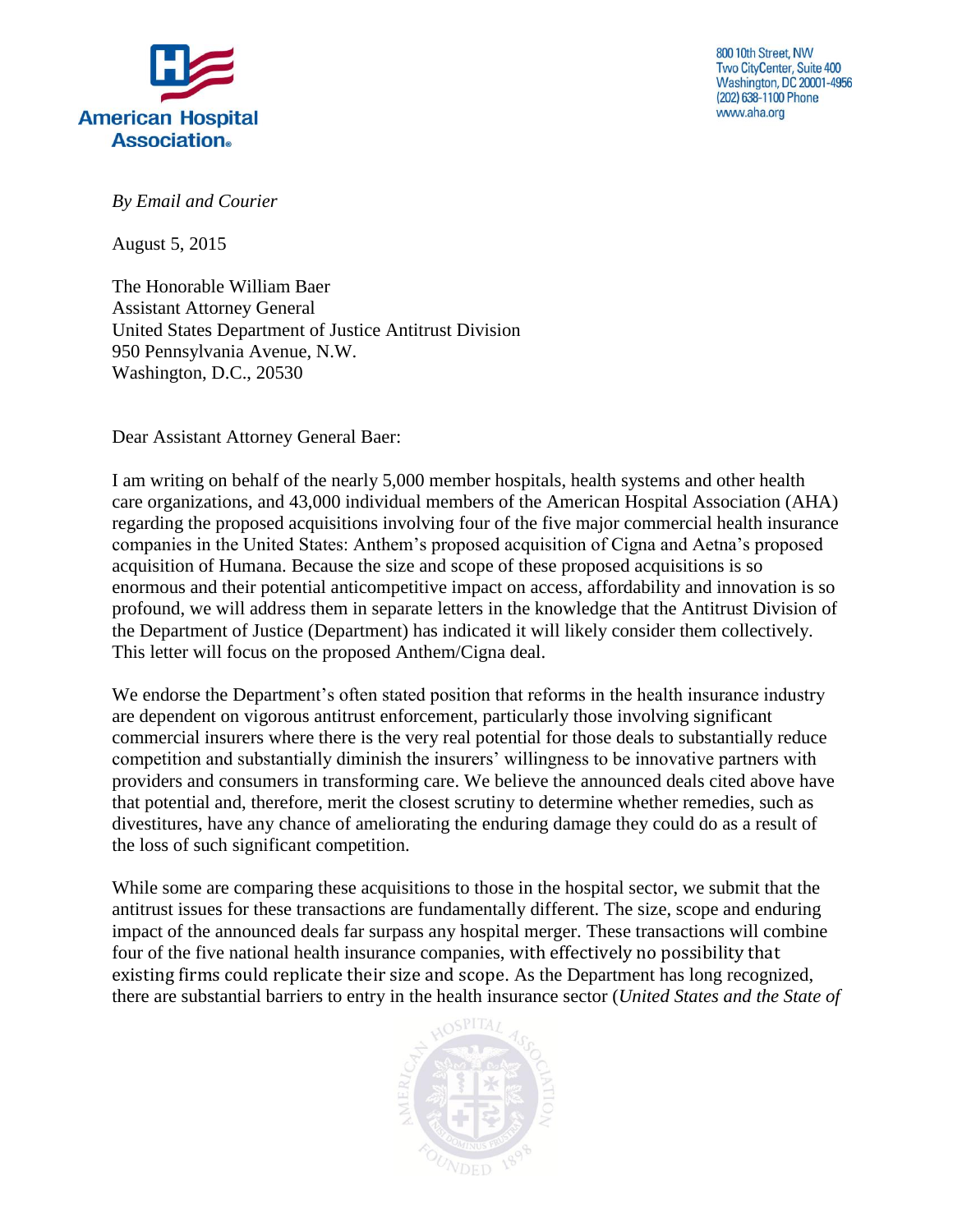American Hospital Association®

800 10th Street, NW
Two CityCenter, Suite 400
Washington, DC 20001-4956
(202) 638-1100 Phone
www.aha.org

*By Email and Courier*

August 5, 2015

The Honorable William Baer
Assistant Attorney General
United States Department of Justice Antitrust Division
950 Pennsylvania Avenue, N.W.
Washington, D.C., 20530

Dear Assistant Attorney General Baer:

I am writing on behalf of the nearly 5,000 member hospitals, health systems and other health care organizations, and 43,000 individual members of the American Hospital Association (AHA) regarding the proposed acquisitions involving four of the five major commercial health insurance companies in the United States: Anthem's proposed acquisition of Cigna and Aetna's proposed acquisition of Humana. Because the size and scope of these proposed acquisitions is so enormous and their potential anticompetitive impact on access, affordability and innovation is so profound, we will address them in separate letters in the knowledge that the Antitrust Division of the Department of Justice (Department) has indicated it will likely consider them collectively. This letter will focus on the proposed Anthem/Cigna deal.

We endorse the Department's often stated position that reforms in the health insurance industry are dependent on vigorous antitrust enforcement, particularly those involving significant commercial insurers where there is the very real potential for those deals to substantially reduce competition and substantially diminish the insurers' willingness to be innovative partners with providers and consumers in transforming care. We believe the announced deals cited above have that potential and, therefore, merit the closest scrutiny to determine whether remedies, such as divestitures, have any chance of ameliorating the enduring damage they could do as a result of the loss of such significant competition.

While some are comparing these acquisitions to those in the hospital sector, we submit that the antitrust issues for these transactions are fundamentally different. The size, scope and enduring impact of the announced deals far surpass any hospital merger. These transactions will combine four of the five national health insurance companies, with effectively no possibility that existing firms could replicate their size and scope. As the Department has long recognized, there are substantial barriers to entry in the health insurance sector (*United States and the State of*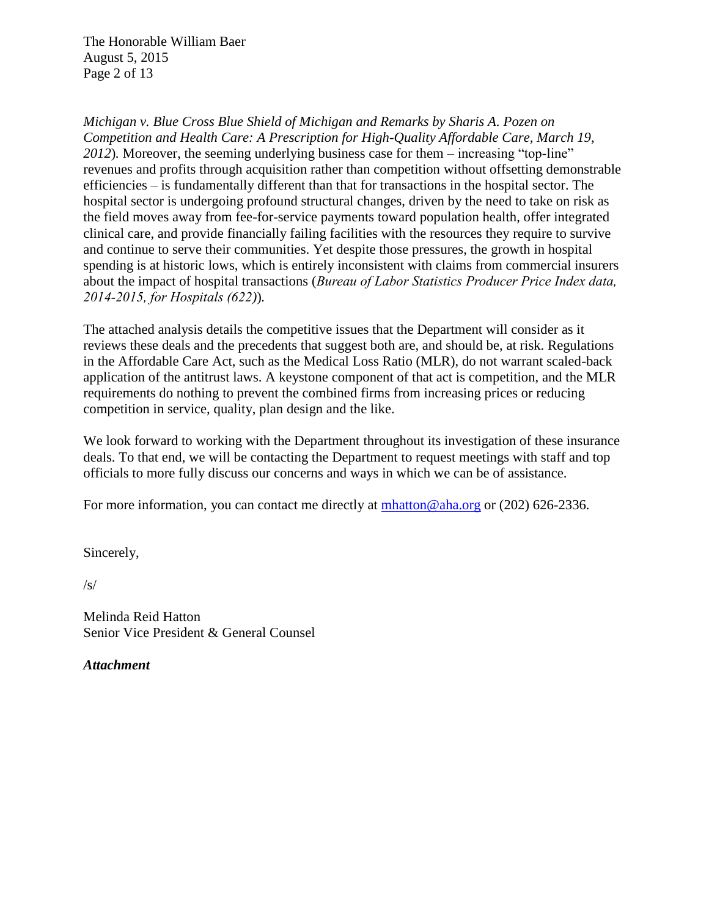*Michigan v. Blue Cross Blue Shield of Michigan and Remarks by Sharis A. Pozen on Competition and Health Care: A Prescription for High-Quality Affordable Care, March 19, 2012*). Moreover, the seeming underlying business case for them – increasing "top-line" revenues and profits through acquisition rather than competition without offsetting demonstrable efficiencies – is fundamentally different than that for transactions in the hospital sector. The hospital sector is undergoing profound structural changes, driven by the need to take on risk as the field moves away from fee-for-service payments toward population health, offer integrated clinical care, and provide financially failing facilities with the resources they require to survive and continue to serve their communities. Yet despite those pressures, the growth in hospital spending is at historic lows, which is entirely inconsistent with claims from commercial insurers about the impact of hospital transactions (*Bureau of Labor Statistics Producer Price Index data, 2014-2015, for Hospitals (622)*).

The attached analysis details the competitive issues that the Department will consider as it reviews these deals and the precedents that suggest both are, and should be, at risk. Regulations in the Affordable Care Act, such as the Medical Loss Ratio (MLR), do not warrant scaled-back application of the antitrust laws. A keystone component of that act is competition, and the MLR requirements do nothing to prevent the combined firms from increasing prices or reducing competition in service, quality, plan design and the like.

We look forward to working with the Department throughout its investigation of these insurance deals. To that end, we will be contacting the Department to request meetings with staff and top officials to more fully discuss our concerns and ways in which we can be of assistance.

For more information, you can contact me directly at mhatton@aha.org or (202) 626-2336.

Sincerely,

/s/

Melinda Reid Hatton
Senior Vice President & General Counsel

***Attachment***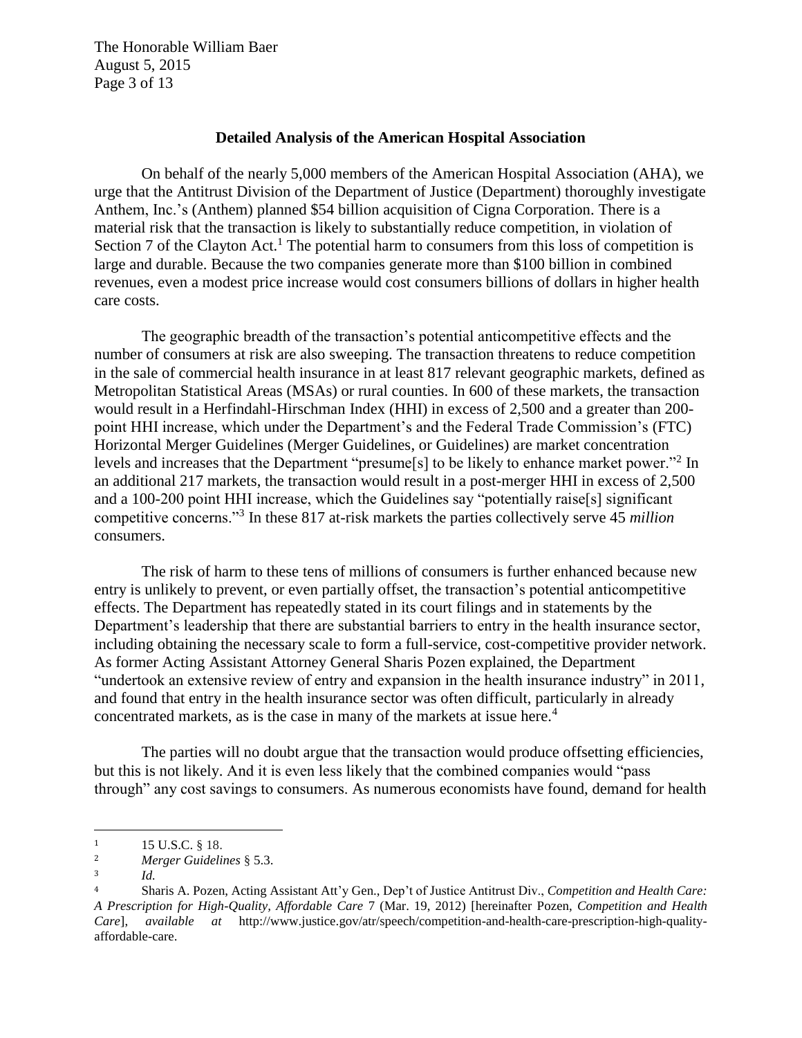## Detailed Analysis of the American Hospital Association

On behalf of the nearly 5,000 members of the American Hospital Association (AHA), we urge that the Antitrust Division of the Department of Justice (Department) thoroughly investigate Anthem, Inc.'s (Anthem) planned $54 billion acquisition of Cigna Corporation. There is a material risk that the transaction is likely to substantially reduce competition, in violation of Section 7 of the Clayton Act.[1] The potential harm to consumers from this loss of competition is large and durable. Because the two companies generate more than $100 billion in combined revenues, even a modest price increase would cost consumers billions of dollars in higher health care costs.

The geographic breadth of the transaction's potential anticompetitive effects and the number of consumers at risk are also sweeping. The transaction threatens to reduce competition in the sale of commercial health insurance in at least 817 relevant geographic markets, defined as Metropolitan Statistical Areas (MSAs) or rural counties. In 600 of these markets, the transaction would result in a Herfindahl-Hirschman Index (HHI) in excess of 2,500 and a greater than 200-point HHI increase, which under the Department's and the Federal Trade Commission's (FTC) Horizontal Merger Guidelines (Merger Guidelines, or Guidelines) are market concentration levels and increases that the Department "presume[s] to be likely to enhance market power."[2] In an additional 217 markets, the transaction would result in a post-merger HHI in excess of 2,500 and a 100-200 point HHI increase, which the Guidelines say "potentially raise[s] significant competitive concerns."[3] In these 817 at-risk markets the parties collectively serve 45 *million* consumers.

The risk of harm to these tens of millions of consumers is further enhanced because new entry is unlikely to prevent, or even partially offset, the transaction's potential anticompetitive effects. The Department has repeatedly stated in its court filings and in statements by the Department's leadership that there are substantial barriers to entry in the health insurance sector, including obtaining the necessary scale to form a full-service, cost-competitive provider network. As former Acting Assistant Attorney General Sharis Pozen explained, the Department "undertook an extensive review of entry and expansion in the health insurance industry" in 2011, and found that entry in the health insurance sector was often difficult, particularly in already concentrated markets, as is the case in many of the markets at issue here.[4]

The parties will no doubt argue that the transaction would produce offsetting efficiencies, but this is not likely. And it is even less likely that the combined companies would "pass through" any cost savings to consumers. As numerous economists have found, demand for health

---

[1] 15 U.S.C. § 18.

[2] *Merger Guidelines* § 5.3.

[3] *Id.*

[4] Sharis A. Pozen, Acting Assistant Att'y Gen., Dep't of Justice Antitrust Div., *Competition and Health Care: A Prescription for High-Quality, Affordable Care* 7 (Mar. 19, 2012) [hereinafter Pozen, *Competition and Health Care*], *available at* http://www.justice.gov/atr/speech/competition-and-health-care-prescription-high-quality-affordable-care.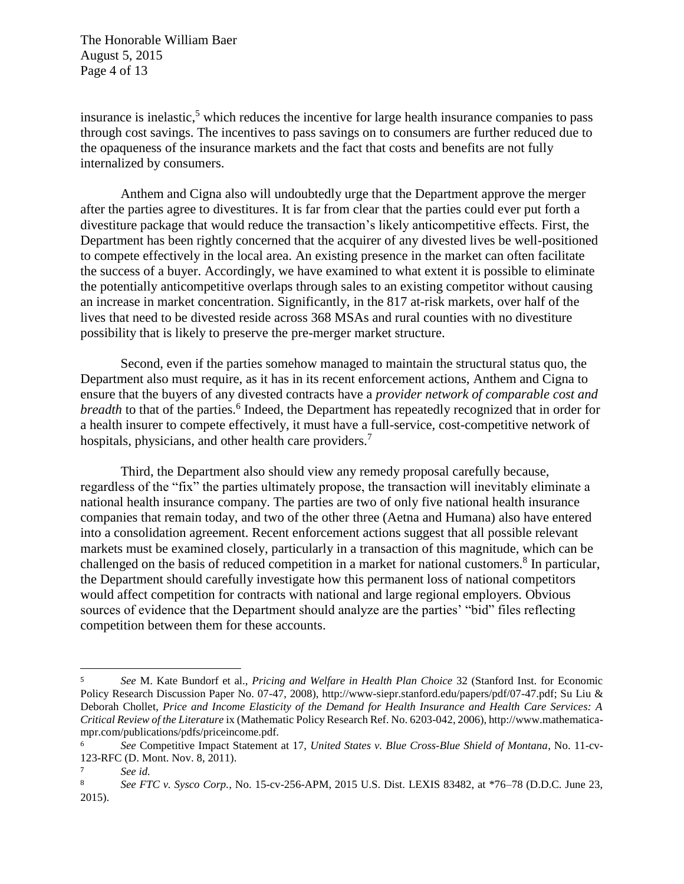insurance is inelastic,[5] which reduces the incentive for large health insurance companies to pass through cost savings. The incentives to pass savings on to consumers are further reduced due to the opaqueness of the insurance markets and the fact that costs and benefits are not fully internalized by consumers.

Anthem and Cigna also will undoubtedly urge that the Department approve the merger after the parties agree to divestitures. It is far from clear that the parties could ever put forth a divestiture package that would reduce the transaction's likely anticompetitive effects. First, the Department has been rightly concerned that the acquirer of any divested lives be well-positioned to compete effectively in the local area. An existing presence in the market can often facilitate the success of a buyer. Accordingly, we have examined to what extent it is possible to eliminate the potentially anticompetitive overlaps through sales to an existing competitor without causing an increase in market concentration. Significantly, in the 817 at-risk markets, over half of the lives that need to be divested reside across 368 MSAs and rural counties with no divestiture possibility that is likely to preserve the pre-merger market structure.

Second, even if the parties somehow managed to maintain the structural status quo, the Department also must require, as it has in its recent enforcement actions, Anthem and Cigna to ensure that the buyers of any divested contracts have a *provider network of comparable cost and breadth* to that of the parties.[6] Indeed, the Department has repeatedly recognized that in order for a health insurer to compete effectively, it must have a full-service, cost-competitive network of hospitals, physicians, and other health care providers.[7]

Third, the Department also should view any remedy proposal carefully because, regardless of the "fix" the parties ultimately propose, the transaction will inevitably eliminate a national health insurance company. The parties are two of only five national health insurance companies that remain today, and two of the other three (Aetna and Humana) also have entered into a consolidation agreement. Recent enforcement actions suggest that all possible relevant markets must be examined closely, particularly in a transaction of this magnitude, which can be challenged on the basis of reduced competition in a market for national customers.[8] In particular, the Department should carefully investigate how this permanent loss of national competitors would affect competition for contracts with national and large regional employers. Obvious sources of evidence that the Department should analyze are the parties' "bid" files reflecting competition between them for these accounts.

---

[5] *See* M. Kate Bundorf et al., *Pricing and Welfare in Health Plan Choice* 32 (Stanford Inst. for Economic Policy Research Discussion Paper No. 07-47, 2008), http://www-siepr.stanford.edu/papers/pdf/07-47.pdf; Su Liu & Deborah Chollet, *Price and Income Elasticity of the Demand for Health Insurance and Health Care Services: A Critical Review of the Literature* ix (Mathematic Policy Research Ref. No. 6203-042, 2006), http://www.mathematica-mpr.com/publications/pdfs/priceincome.pdf.

[6] *See* Competitive Impact Statement at 17, *United States v. Blue Cross-Blue Shield of Montana*, No. 11-cv-123-RFC (D. Mont. Nov. 8, 2011).

[7] *See id.*

[8] *See FTC v. Sysco Corp.*, No. 15-cv-256-APM, 2015 U.S. Dist. LEXIS 83482, at *76–78 (D.D.C. June 23, 2015).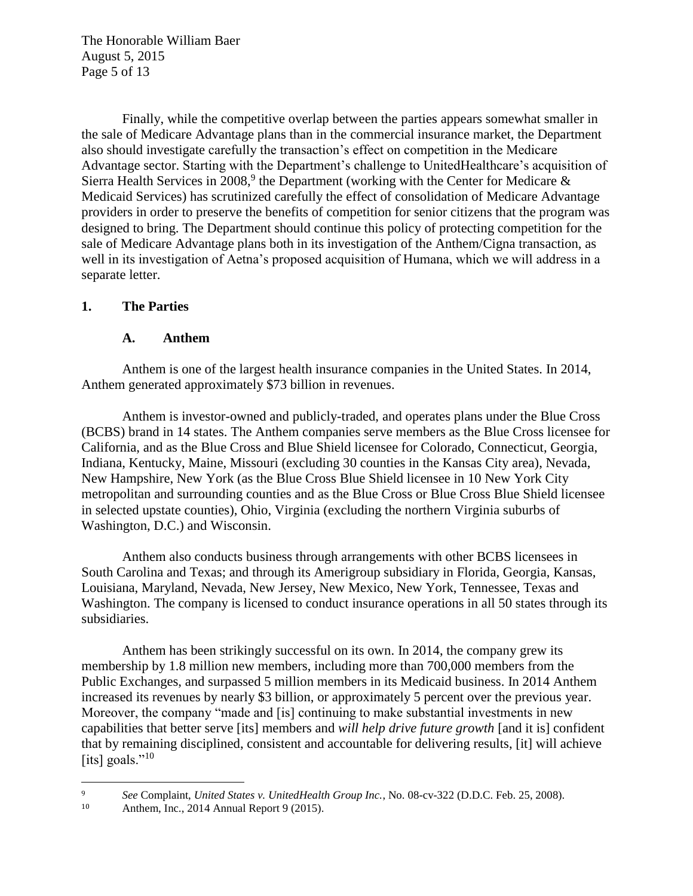Finally, while the competitive overlap between the parties appears somewhat smaller in the sale of Medicare Advantage plans than in the commercial insurance market, the Department also should investigate carefully the transaction's effect on competition in the Medicare Advantage sector. Starting with the Department's challenge to UnitedHealthcare's acquisition of Sierra Health Services in 2008,[9] the Department (working with the Center for Medicare & Medicaid Services) has scrutinized carefully the effect of consolidation of Medicare Advantage providers in order to preserve the benefits of competition for senior citizens that the program was designed to bring. The Department should continue this policy of protecting competition for the sale of Medicare Advantage plans both in its investigation of the Anthem/Cigna transaction, as well in its investigation of Aetna's proposed acquisition of Humana, which we will address in a separate letter.

## 1. The Parties

### A. Anthem

Anthem is one of the largest health insurance companies in the United States. In 2014, Anthem generated approximately $73 billion in revenues.

Anthem is investor-owned and publicly-traded, and operates plans under the Blue Cross (BCBS) brand in 14 states. The Anthem companies serve members as the Blue Cross licensee for California, and as the Blue Cross and Blue Shield licensee for Colorado, Connecticut, Georgia, Indiana, Kentucky, Maine, Missouri (excluding 30 counties in the Kansas City area), Nevada, New Hampshire, New York (as the Blue Cross Blue Shield licensee in 10 New York City metropolitan and surrounding counties and as the Blue Cross or Blue Cross Blue Shield licensee in selected upstate counties), Ohio, Virginia (excluding the northern Virginia suburbs of Washington, D.C.) and Wisconsin.

Anthem also conducts business through arrangements with other BCBS licensees in South Carolina and Texas; and through its Amerigroup subsidiary in Florida, Georgia, Kansas, Louisiana, Maryland, Nevada, New Jersey, New Mexico, New York, Tennessee, Texas and Washington. The company is licensed to conduct insurance operations in all 50 states through its subsidiaries.

Anthem has been strikingly successful on its own. In 2014, the company grew its membership by 1.8 million new members, including more than 700,000 members from the Public Exchanges, and surpassed 5 million members in its Medicaid business. In 2014 Anthem increased its revenues by nearly $3 billion, or approximately 5 percent over the previous year. Moreover, the company "made and [is] continuing to make substantial investments in new capabilities that better serve [its] members and *will help drive future growth* [and it is] confident that by remaining disciplined, consistent and accountable for delivering results, [it] will achieve [its] goals."[10]

---

[9] *See* Complaint, *United States v. UnitedHealth Group Inc.*, No. 08-cv-322 (D.D.C. Feb. 25, 2008).

[10] Anthem, Inc., 2014 Annual Report 9 (2015).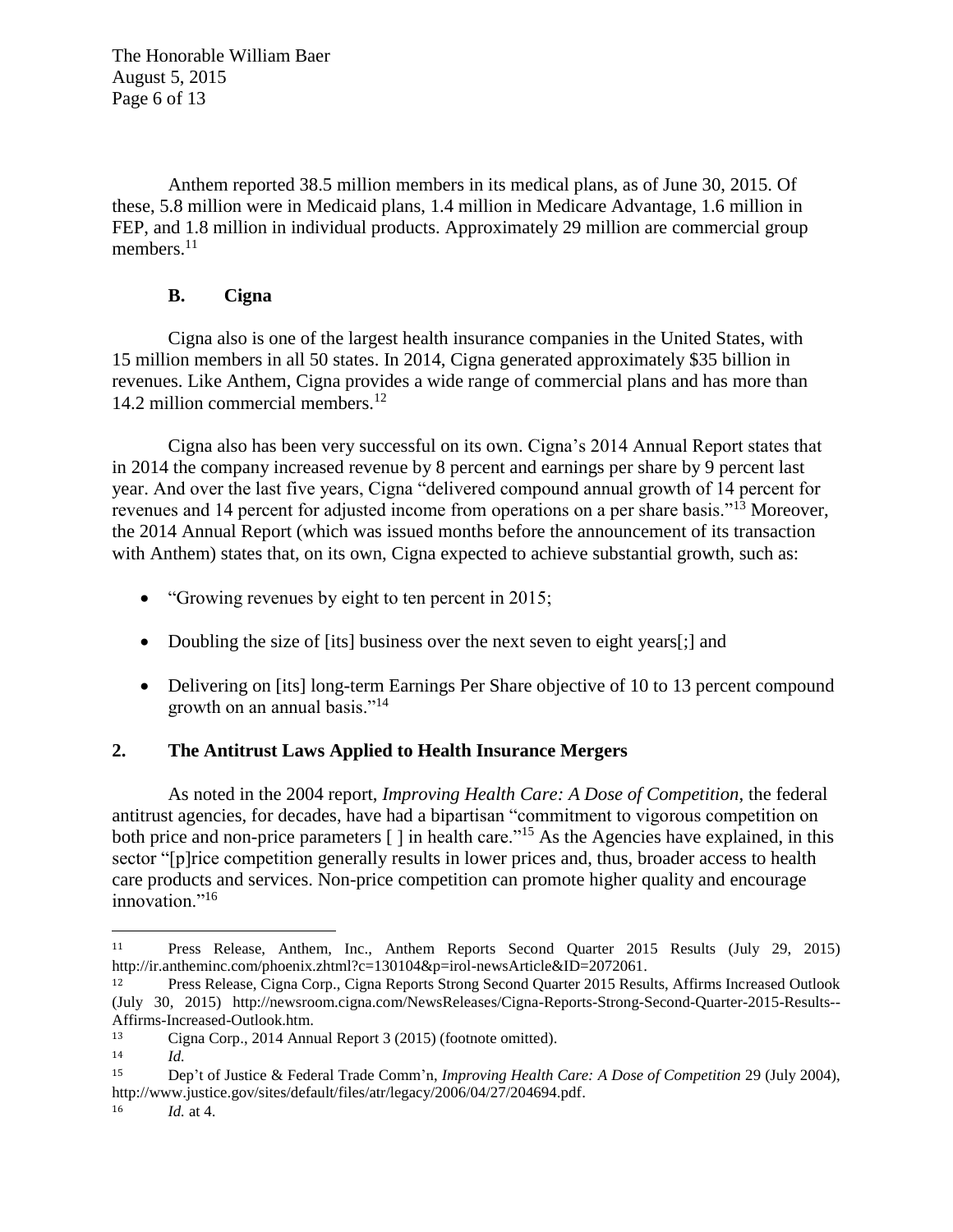Anthem reported 38.5 million members in its medical plans, as of June 30, 2015. Of these, 5.8 million were in Medicaid plans, 1.4 million in Medicare Advantage, 1.6 million in FEP, and 1.8 million in individual products. Approximately 29 million are commercial group members.[11]

### B. Cigna

Cigna also is one of the largest health insurance companies in the United States, with 15 million members in all 50 states. In 2014, Cigna generated approximately $35 billion in revenues. Like Anthem, Cigna provides a wide range of commercial plans and has more than 14.2 million commercial members.[12]

Cigna also has been very successful on its own. Cigna's 2014 Annual Report states that in 2014 the company increased revenue by 8 percent and earnings per share by 9 percent last year. And over the last five years, Cigna "delivered compound annual growth of 14 percent for revenues and 14 percent for adjusted income from operations on a per share basis."[13] Moreover, the 2014 Annual Report (which was issued months before the announcement of its transaction with Anthem) states that, on its own, Cigna expected to achieve substantial growth, such as:

- "Growing revenues by eight to ten percent in 2015;
- Doubling the size of [its] business over the next seven to eight years[;] and
- Delivering on [its] long-term Earnings Per Share objective of 10 to 13 percent compound growth on an annual basis."[14]

## 2. The Antitrust Laws Applied to Health Insurance Mergers

As noted in the 2004 report, *Improving Health Care: A Dose of Competition*, the federal antitrust agencies, for decades, have had a bipartisan "commitment to vigorous competition on both price and non-price parameters [ ] in health care."[15] As the Agencies have explained, in this sector "[p]rice competition generally results in lower prices and, thus, broader access to health care products and services. Non-price competition can promote higher quality and encourage innovation."[16]

---

11 Press Release, Anthem, Inc., Anthem Reports Second Quarter 2015 Results (July 29, 2015) http://ir.antheminc.com/phoenix.zhtml?c=130104&p=irol-newsArticle&ID=2072061.

12 Press Release, Cigna Corp., Cigna Reports Strong Second Quarter 2015 Results, Affirms Increased Outlook (July 30, 2015) http://newsroom.cigna.com/NewsReleases/Cigna-Reports-Strong-Second-Quarter-2015-Results--Affirms-Increased-Outlook.htm.

13 Cigna Corp., 2014 Annual Report 3 (2015) (footnote omitted).

14 *Id.*

15 Dep't of Justice & Federal Trade Comm'n, *Improving Health Care: A Dose of Competition* 29 (July 2004), http://www.justice.gov/sites/default/files/atr/legacy/2006/04/27/204694.pdf.

16 *Id.* at 4.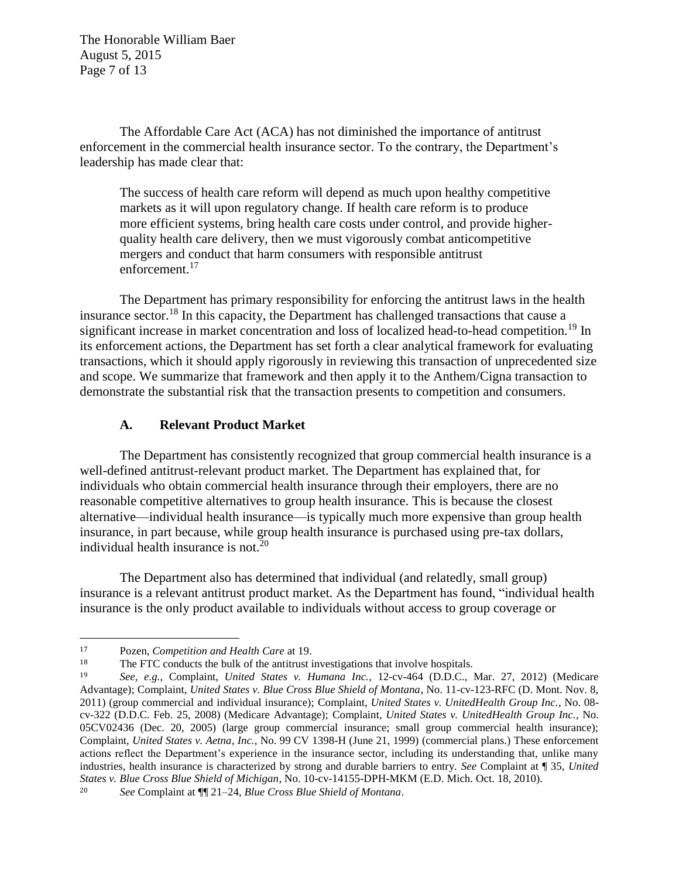The Affordable Care Act (ACA) has not diminished the importance of antitrust enforcement in the commercial health insurance sector. To the contrary, the Department's leadership has made clear that:

> The success of health care reform will depend as much upon healthy competitive markets as it will upon regulatory change. If health care reform is to produce more efficient systems, bring health care costs under control, and provide higher-quality health care delivery, then we must vigorously combat anticompetitive mergers and conduct that harm consumers with responsible antitrust enforcement.[17]

The Department has primary responsibility for enforcing the antitrust laws in the health insurance sector.[18] In this capacity, the Department has challenged transactions that cause a significant increase in market concentration and loss of localized head-to-head competition.[19] In its enforcement actions, the Department has set forth a clear analytical framework for evaluating transactions, which it should apply rigorously in reviewing this transaction of unprecedented size and scope. We summarize that framework and then apply it to the Anthem/Cigna transaction to demonstrate the substantial risk that the transaction presents to competition and consumers.

### A. Relevant Product Market

The Department has consistently recognized that group commercial health insurance is a well-defined antitrust-relevant product market. The Department has explained that, for individuals who obtain commercial health insurance through their employers, there are no reasonable competitive alternatives to group health insurance. This is because the closest alternative—individual health insurance—is typically much more expensive than group health insurance, in part because, while group health insurance is purchased using pre-tax dollars, individual health insurance is not.[20]

The Department also has determined that individual (and relatedly, small group) insurance is a relevant antitrust product market. As the Department has found, "individual health insurance is the only product available to individuals without access to group coverage or

---

[17] Pozen, *Competition and Health Care* at 19.

[18] The FTC conducts the bulk of the antitrust investigations that involve hospitals.

[19] *See, e.g.*, Complaint, *United States v. Humana Inc.*, 12-cv-464 (D.D.C., Mar. 27, 2012) (Medicare Advantage); Complaint, *United States v. Blue Cross Blue Shield of Montana*, No. 11-cv-123-RFC (D. Mont. Nov. 8, 2011) (group commercial and individual insurance); Complaint, *United States v. UnitedHealth Group Inc.*, No. 08-cv-322 (D.D.C. Feb. 25, 2008) (Medicare Advantage); Complaint, *United States v. UnitedHealth Group Inc.*, No. 05CV02436 (Dec. 20, 2005) (large group commercial insurance; small group commercial health insurance); Complaint, *United States v. Aetna, Inc.*, No. 99 CV 1398-H (June 21, 1999) (commercial plans.) These enforcement actions reflect the Department's experience in the insurance sector, including its understanding that, unlike many industries, health insurance is characterized by strong and durable barriers to entry. *See* Complaint at ¶ 35, *United States v. Blue Cross Blue Shield of Michigan*, No. 10-cv-14155-DPH-MKM (E.D. Mich. Oct. 18, 2010).

[20] *See* Complaint at ¶¶ 21–24, *Blue Cross Blue Shield of Montana*.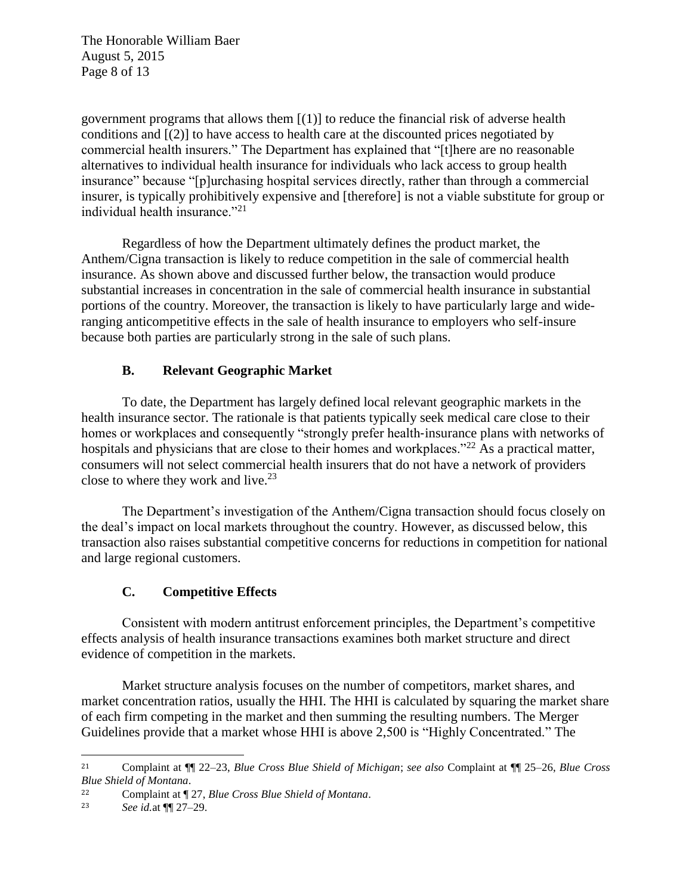government programs that allows them [(1)] to reduce the financial risk of adverse health conditions and [(2)] to have access to health care at the discounted prices negotiated by commercial health insurers." The Department has explained that "[t]here are no reasonable alternatives to individual health insurance for individuals who lack access to group health insurance" because "[p]urchasing hospital services directly, rather than through a commercial insurer, is typically prohibitively expensive and [therefore] is not a viable substitute for group or individual health insurance."[21]

Regardless of how the Department ultimately defines the product market, the Anthem/Cigna transaction is likely to reduce competition in the sale of commercial health insurance. As shown above and discussed further below, the transaction would produce substantial increases in concentration in the sale of commercial health insurance in substantial portions of the country. Moreover, the transaction is likely to have particularly large and wide-ranging anticompetitive effects in the sale of health insurance to employers who self-insure because both parties are particularly strong in the sale of such plans.

### B. Relevant Geographic Market

To date, the Department has largely defined local relevant geographic markets in the health insurance sector. The rationale is that patients typically seek medical care close to their homes or workplaces and consequently "strongly prefer health-insurance plans with networks of hospitals and physicians that are close to their homes and workplaces."[22] As a practical matter, consumers will not select commercial health insurers that do not have a network of providers close to where they work and live.[23]

The Department's investigation of the Anthem/Cigna transaction should focus closely on the deal's impact on local markets throughout the country. However, as discussed below, this transaction also raises substantial competitive concerns for reductions in competition for national and large regional customers.

### C. Competitive Effects

Consistent with modern antitrust enforcement principles, the Department's competitive effects analysis of health insurance transactions examines both market structure and direct evidence of competition in the markets.

Market structure analysis focuses on the number of competitors, market shares, and market concentration ratios, usually the HHI. The HHI is calculated by squaring the market share of each firm competing in the market and then summing the resulting numbers. The Merger Guidelines provide that a market whose HHI is above 2,500 is "Highly Concentrated." The

---

[21] Complaint at ¶¶ 22–23, *Blue Cross Blue Shield of Michigan*; *see also* Complaint at ¶¶ 25–26, *Blue Cross Blue Shield of Montana*.

[22] Complaint at ¶ 27, *Blue Cross Blue Shield of Montana*.

[23] *See id.*at ¶¶ 27–29.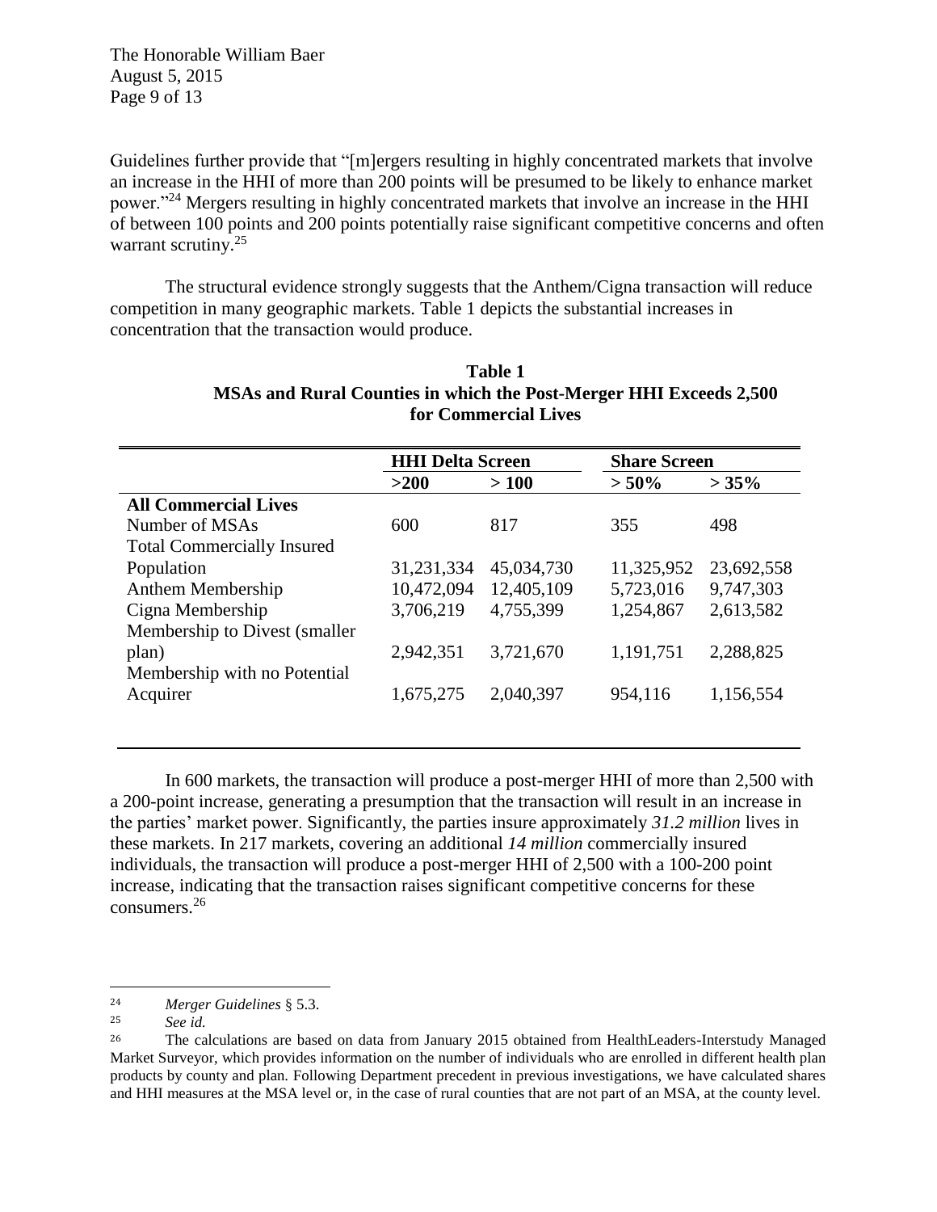Guidelines further provide that "[m]ergers resulting in highly concentrated markets that involve an increase in the HHI of more than 200 points will be presumed to be likely to enhance market power."[24] Mergers resulting in highly concentrated markets that involve an increase in the HHI of between 100 points and 200 points potentially raise significant competitive concerns and often warrant scrutiny.[25]

The structural evidence strongly suggests that the Anthem/Cigna transaction will reduce competition in many geographic markets. Table 1 depicts the substantial increases in concentration that the transaction would produce.

**Table 1**
**MSAs and Rural Counties in which the Post-Merger HHI Exceeds 2,500 for Commercial Lives**

| | **HHI Delta Screen** | | **Share Screen** | |
|---|---|---|---|---|
| | **>200** | **> 100** | **> 50%** | **> 35%** |
| **All Commercial Lives** | | | | |
| Number of MSAs | 600 | 817 | 355 | 498 |
| Total Commercially Insured Population | 31,231,334 | 45,034,730 | 11,325,952 | 23,692,558 |
| Anthem Membership | 10,472,094 | 12,405,109 | 5,723,016 | 9,747,303 |
| Cigna Membership | 3,706,219 | 4,755,399 | 1,254,867 | 2,613,582 |
| Membership to Divest (smaller plan) | 2,942,351 | 3,721,670 | 1,191,751 | 2,288,825 |
| Membership with no Potential Acquirer | 1,675,275 | 2,040,397 | 954,116 | 1,156,554 |

In 600 markets, the transaction will produce a post-merger HHI of more than 2,500 with a 200-point increase, generating a presumption that the transaction will result in an increase in the parties' market power. Significantly, the parties insure approximately *31.2 million* lives in these markets. In 217 markets, covering an additional *14 million* commercially insured individuals, the transaction will produce a post-merger HHI of 2,500 with a 100-200 point increase, indicating that the transaction raises significant competitive concerns for these consumers.[26]

---

[24] *Merger Guidelines* § 5.3.

[25] *See id.*

[26] The calculations are based on data from January 2015 obtained from HealthLeaders-Interstudy Managed Market Surveyor, which provides information on the number of individuals who are enrolled in different health plan products by county and plan. Following Department precedent in previous investigations, we have calculated shares and HHI measures at the MSA level or, in the case of rural counties that are not part of an MSA, at the county level.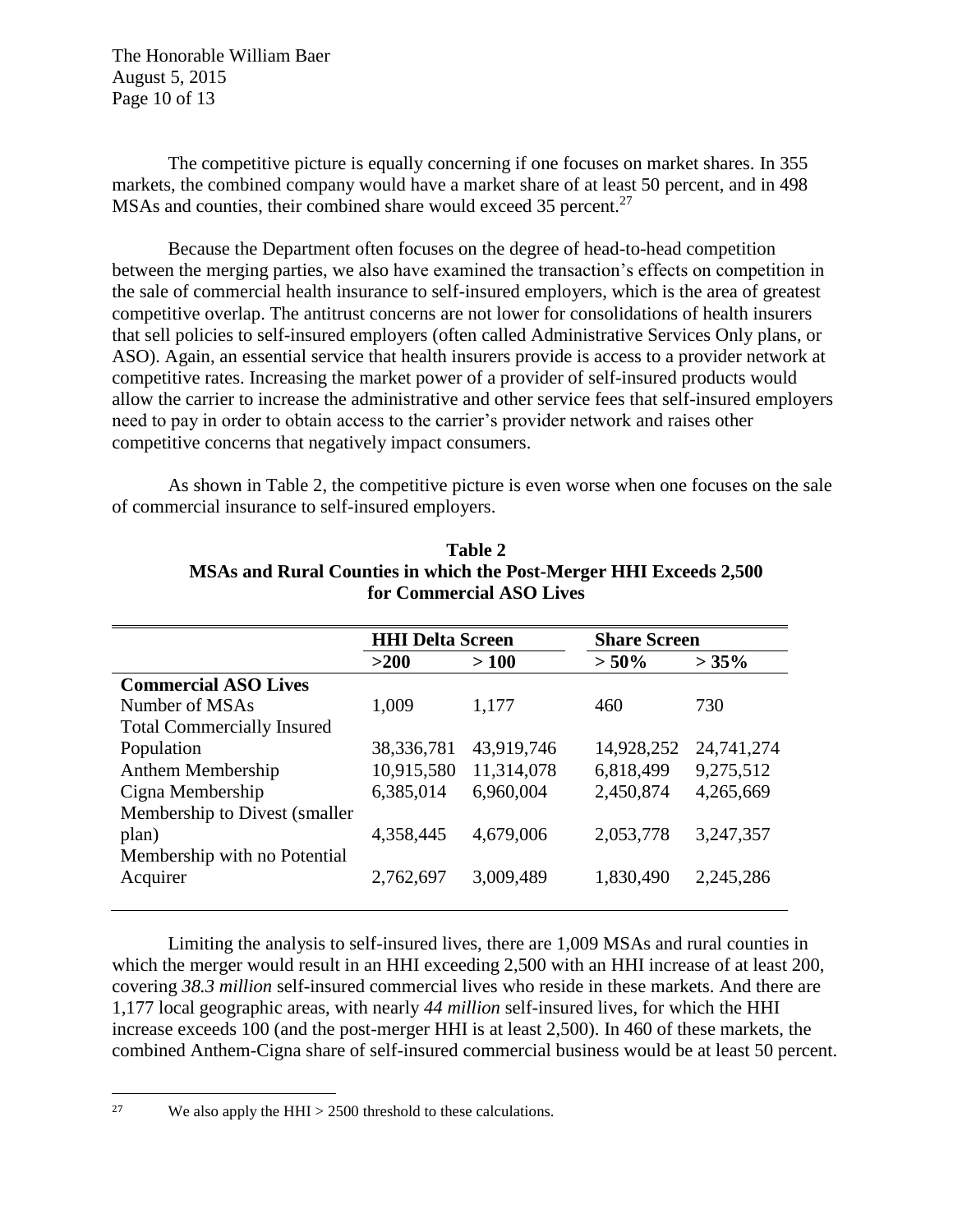The competitive picture is equally concerning if one focuses on market shares. In 355 markets, the combined company would have a market share of at least 50 percent, and in 498 MSAs and counties, their combined share would exceed 35 percent.[27]

Because the Department often focuses on the degree of head-to-head competition between the merging parties, we also have examined the transaction's effects on competition in the sale of commercial health insurance to self-insured employers, which is the area of greatest competitive overlap. The antitrust concerns are not lower for consolidations of health insurers that sell policies to self-insured employers (often called Administrative Services Only plans, or ASO). Again, an essential service that health insurers provide is access to a provider network at competitive rates. Increasing the market power of a provider of self-insured products would allow the carrier to increase the administrative and other service fees that self-insured employers need to pay in order to obtain access to the carrier's provider network and raises other competitive concerns that negatively impact consumers.

As shown in Table 2, the competitive picture is even worse when one focuses on the sale of commercial insurance to self-insured employers.

**Table 2**
**MSAs and Rural Counties in which the Post-Merger HHI Exceeds 2,500 for Commercial ASO Lives**

| | HHI Delta Screen | | Share Screen | |
|---|---|---|---|---|
| | **>200** | **> 100** | **> 50%** | **> 35%** |
| **Commercial ASO Lives** | | | | |
| Number of MSAs | 1,009 | 1,177 | 460 | 730 |
| Total Commercially Insured Population | 38,336,781 | 43,919,746 | 14,928,252 | 24,741,274 |
| Anthem Membership | 10,915,580 | 11,314,078 | 6,818,499 | 9,275,512 |
| Cigna Membership | 6,385,014 | 6,960,004 | 2,450,874 | 4,265,669 |
| Membership to Divest (smaller plan) | 4,358,445 | 4,679,006 | 2,053,778 | 3,247,357 |
| Membership with no Potential Acquirer | 2,762,697 | 3,009,489 | 1,830,490 | 2,245,286 |

Limiting the analysis to self-insured lives, there are 1,009 MSAs and rural counties in which the merger would result in an HHI exceeding 2,500 with an HHI increase of at least 200, covering *38.3 million* self-insured commercial lives who reside in these markets. And there are 1,177 local geographic areas, with nearly *44 million* self-insured lives, for which the HHI increase exceeds 100 (and the post-merger HHI is at least 2,500). In 460 of these markets, the combined Anthem-Cigna share of self-insured commercial business would be at least 50 percent.

---

[27] We also apply the HHI > 2500 threshold to these calculations.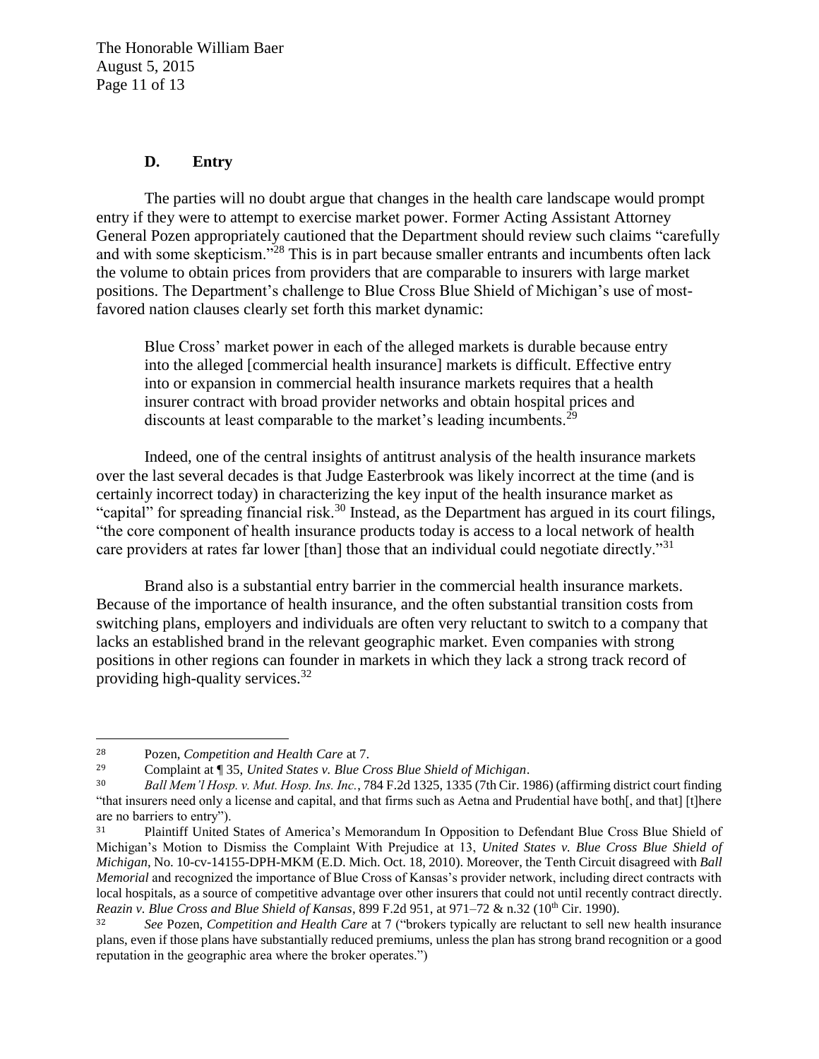### D. Entry

The parties will no doubt argue that changes in the health care landscape would prompt entry if they were to attempt to exercise market power. Former Acting Assistant Attorney General Pozen appropriately cautioned that the Department should review such claims "carefully and with some skepticism."[28] This is in part because smaller entrants and incumbents often lack the volume to obtain prices from providers that are comparable to insurers with large market positions. The Department's challenge to Blue Cross Blue Shield of Michigan's use of most-favored nation clauses clearly set forth this market dynamic:

> Blue Cross' market power in each of the alleged markets is durable because entry into the alleged [commercial health insurance] markets is difficult. Effective entry into or expansion in commercial health insurance markets requires that a health insurer contract with broad provider networks and obtain hospital prices and discounts at least comparable to the market's leading incumbents.[29]

Indeed, one of the central insights of antitrust analysis of the health insurance markets over the last several decades is that Judge Easterbrook was likely incorrect at the time (and is certainly incorrect today) in characterizing the key input of the health insurance market as "capital" for spreading financial risk.[30] Instead, as the Department has argued in its court filings, "the core component of health insurance products today is access to a local network of health care providers at rates far lower [than] those that an individual could negotiate directly."[31]

Brand also is a substantial entry barrier in the commercial health insurance markets. Because of the importance of health insurance, and the often substantial transition costs from switching plans, employers and individuals are often very reluctant to switch to a company that lacks an established brand in the relevant geographic market. Even companies with strong positions in other regions can founder in markets in which they lack a strong track record of providing high-quality services.[32]

---

[28] Pozen, *Competition and Health Care* at 7.

[29] Complaint at ¶ 35, *United States v. Blue Cross Blue Shield of Michigan*.

[30] *Ball Mem'l Hosp. v. Mut. Hosp. Ins. Inc.*, 784 F.2d 1325, 1335 (7th Cir. 1986) (affirming district court finding "that insurers need only a license and capital, and that firms such as Aetna and Prudential have both[, and that] [t]here are no barriers to entry").

[31] Plaintiff United States of America's Memorandum In Opposition to Defendant Blue Cross Blue Shield of Michigan's Motion to Dismiss the Complaint With Prejudice at 13, *United States v. Blue Cross Blue Shield of Michigan*, No. 10-cv-14155-DPH-MKM (E.D. Mich. Oct. 18, 2010). Moreover, the Tenth Circuit disagreed with *Ball Memorial* and recognized the importance of Blue Cross of Kansas's provider network, including direct contracts with local hospitals, as a source of competitive advantage over other insurers that could not until recently contract directly. *Reazin v. Blue Cross and Blue Shield of Kansas*, 899 F.2d 951, at 971–72 & n.32 (10th Cir. 1990).

[32] *See* Pozen, *Competition and Health Care* at 7 ("brokers typically are reluctant to sell new health insurance plans, even if those plans have substantially reduced premiums, unless the plan has strong brand recognition or a good reputation in the geographic area where the broker operates.")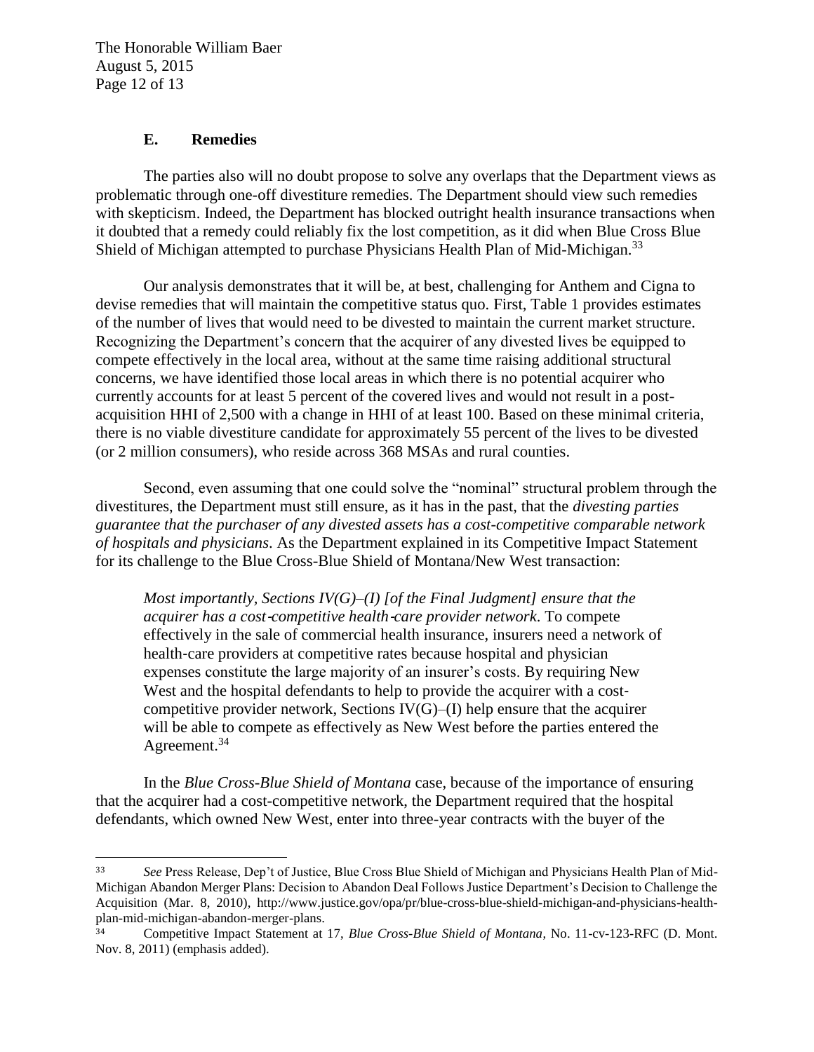### E. Remedies

The parties also will no doubt propose to solve any overlaps that the Department views as problematic through one-off divestiture remedies. The Department should view such remedies with skepticism. Indeed, the Department has blocked outright health insurance transactions when it doubted that a remedy could reliably fix the lost competition, as it did when Blue Cross Blue Shield of Michigan attempted to purchase Physicians Health Plan of Mid-Michigan.[33]

Our analysis demonstrates that it will be, at best, challenging for Anthem and Cigna to devise remedies that will maintain the competitive status quo. First, Table 1 provides estimates of the number of lives that would need to be divested to maintain the current market structure. Recognizing the Department's concern that the acquirer of any divested lives be equipped to compete effectively in the local area, without at the same time raising additional structural concerns, we have identified those local areas in which there is no potential acquirer who currently accounts for at least 5 percent of the covered lives and would not result in a post-acquisition HHI of 2,500 with a change in HHI of at least 100. Based on these minimal criteria, there is no viable divestiture candidate for approximately 55 percent of the lives to be divested (or 2 million consumers), who reside across 368 MSAs and rural counties.

Second, even assuming that one could solve the "nominal" structural problem through the divestitures, the Department must still ensure, as it has in the past, that the *divesting parties guarantee that the purchaser of any divested assets has a cost-competitive comparable network of hospitals and physicians*. As the Department explained in its Competitive Impact Statement for its challenge to the Blue Cross-Blue Shield of Montana/New West transaction:

> *Most importantly, Sections IV(G)–(I) [of the Final Judgment] ensure that the acquirer has a cost-competitive health-care provider network*. To compete effectively in the sale of commercial health insurance, insurers need a network of health-care providers at competitive rates because hospital and physician expenses constitute the large majority of an insurer's costs. By requiring New West and the hospital defendants to help to provide the acquirer with a cost-competitive provider network, Sections IV(G)–(I) help ensure that the acquirer will be able to compete as effectively as New West before the parties entered the Agreement.[34]

In the *Blue Cross-Blue Shield of Montana* case, because of the importance of ensuring that the acquirer had a cost-competitive network, the Department required that the hospital defendants, which owned New West, enter into three-year contracts with the buyer of the

---

[33] *See* Press Release, Dep't of Justice, Blue Cross Blue Shield of Michigan and Physicians Health Plan of Mid-Michigan Abandon Merger Plans: Decision to Abandon Deal Follows Justice Department's Decision to Challenge the Acquisition (Mar. 8, 2010), http://www.justice.gov/opa/pr/blue-cross-blue-shield-michigan-and-physicians-health-plan-mid-michigan-abandon-merger-plans.

[34] Competitive Impact Statement at 17, *Blue Cross-Blue Shield of Montana*, No. 11-cv-123-RFC (D. Mont. Nov. 8, 2011) (emphasis added).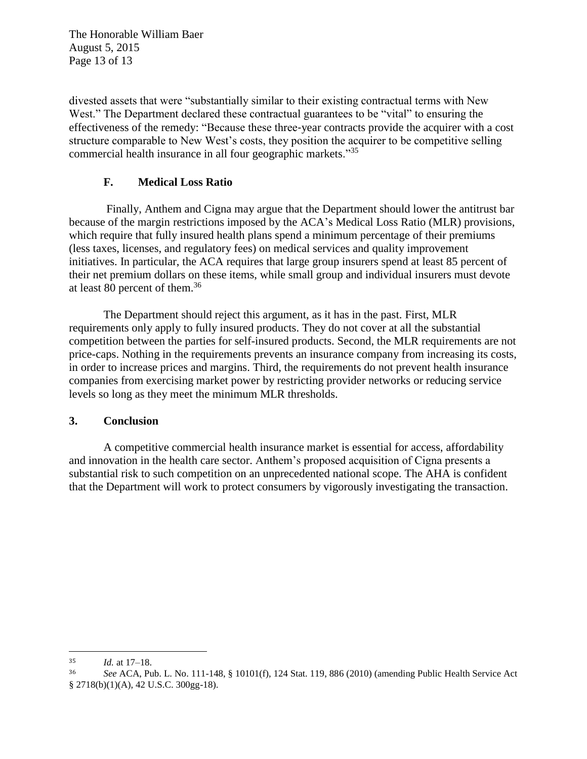divested assets that were "substantially similar to their existing contractual terms with New West." The Department declared these contractual guarantees to be "vital" to ensuring the effectiveness of the remedy: "Because these three-year contracts provide the acquirer with a cost structure comparable to New West's costs, they position the acquirer to be competitive selling commercial health insurance in all four geographic markets."[35]

### F. Medical Loss Ratio

Finally, Anthem and Cigna may argue that the Department should lower the antitrust bar because of the margin restrictions imposed by the ACA's Medical Loss Ratio (MLR) provisions, which require that fully insured health plans spend a minimum percentage of their premiums (less taxes, licenses, and regulatory fees) on medical services and quality improvement initiatives. In particular, the ACA requires that large group insurers spend at least 85 percent of their net premium dollars on these items, while small group and individual insurers must devote at least 80 percent of them.[36]

The Department should reject this argument, as it has in the past. First, MLR requirements only apply to fully insured products. They do not cover at all the substantial competition between the parties for self-insured products. Second, the MLR requirements are not price-caps. Nothing in the requirements prevents an insurance company from increasing its costs, in order to increase prices and margins. Third, the requirements do not prevent health insurance companies from exercising market power by restricting provider networks or reducing service levels so long as they meet the minimum MLR thresholds.

## 3. Conclusion

A competitive commercial health insurance market is essential for access, affordability and innovation in the health care sector. Anthem's proposed acquisition of Cigna presents a substantial risk to such competition on an unprecedented national scope. The AHA is confident that the Department will work to protect consumers by vigorously investigating the transaction.

---

[35] *Id.* at 17–18.

[36] *See* ACA, Pub. L. No. 111-148, § 10101(f), 124 Stat. 119, 886 (2010) (amending Public Health Service Act § 2718(b)(1)(A), 42 U.S.C. 300gg-18).